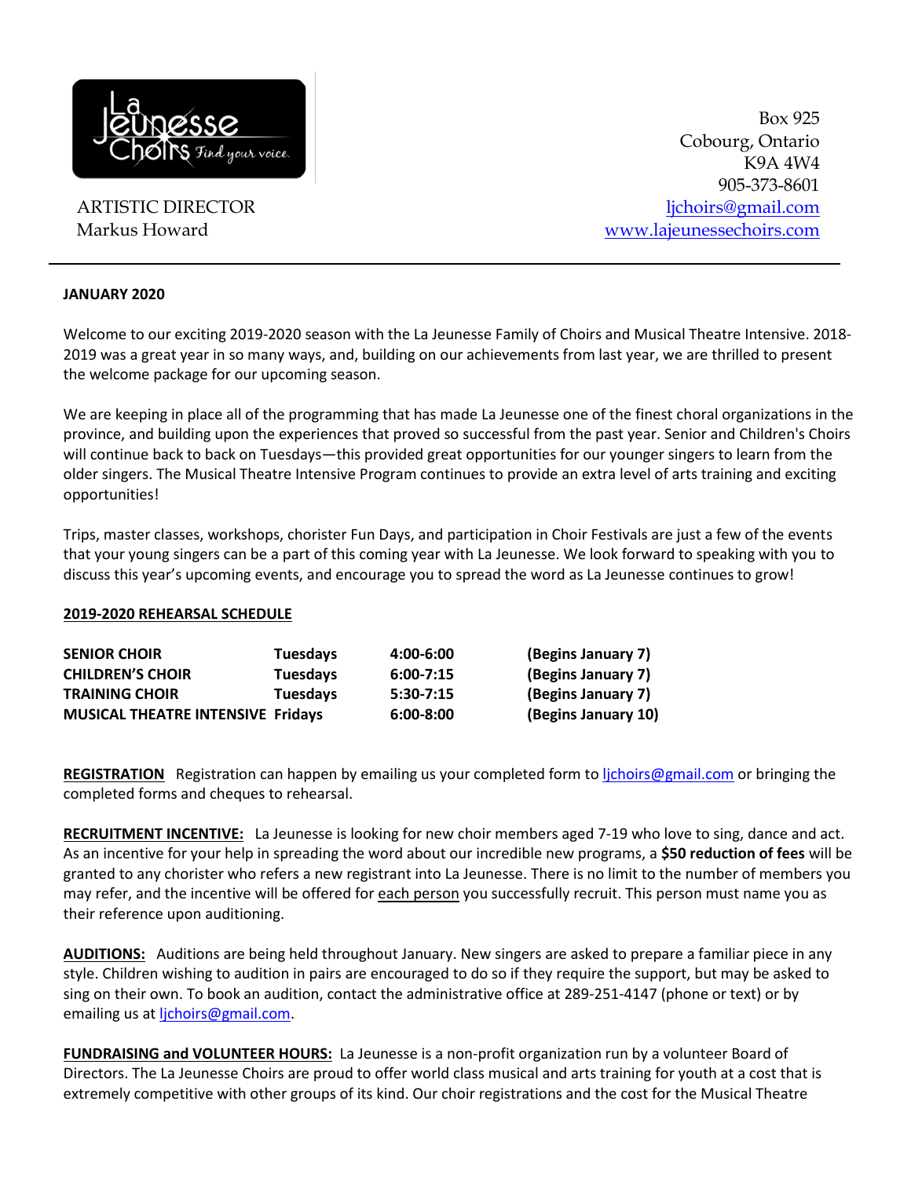La Jeunesse Choirs *Find your voice.*

ARTISTIC DIRECTOR
Markus Howard

Box 925
Cobourg, Ontario
K9A 4W4
905-373-8601
ljchoirs@gmail.com
www.lajeunessechoirs.com

---

**JANUARY 2020**

Welcome to our exciting 2019-2020 season with the La Jeunesse Family of Choirs and Musical Theatre Intensive. 2018-2019 was a great year in so many ways, and, building on our achievements from last year, we are thrilled to present the welcome package for our upcoming season.

We are keeping in place all of the programming that has made La Jeunesse one of the finest choral organizations in the province, and building upon the experiences that proved so successful from the past year. Senior and Children's Choirs will continue back to back on Tuesdays—this provided great opportunities for our younger singers to learn from the older singers. The Musical Theatre Intensive Program continues to provide an extra level of arts training and exciting opportunities!

Trips, master classes, workshops, chorister Fun Days, and participation in Choir Festivals are just a few of the events that your young singers can be a part of this coming year with La Jeunesse. We look forward to speaking with you to discuss this year's upcoming events, and encourage you to spread the word as La Jeunesse continues to grow!

**2019-2020 REHEARSAL SCHEDULE**

| | | | |
|---|---|---|---|
| **SENIOR CHOIR** | **Tuesdays** | **4:00-6:00** | **(Begins January 7)** |
| **CHILDREN'S CHOIR** | **Tuesdays** | **6:00-7:15** | **(Begins January 7)** |
| **TRAINING CHOIR** | **Tuesdays** | **5:30-7:15** | **(Begins January 7)** |
| **MUSICAL THEATRE INTENSIVE** | **Fridays** | **6:00-8:00** | **(Begins January 10)** |

**REGISTRATION** Registration can happen by emailing us your completed form to ljchoirs@gmail.com or bringing the completed forms and cheques to rehearsal.

**RECRUITMENT INCENTIVE:** La Jeunesse is looking for new choir members aged 7-19 who love to sing, dance and act. As an incentive for your help in spreading the word about our incredible new programs, a **$50 reduction of fees** will be granted to any chorister who refers a new registrant into La Jeunesse. There is no limit to the number of members you may refer, and the incentive will be offered for each person you successfully recruit. This person must name you as their reference upon auditioning.

**AUDITIONS:** Auditions are being held throughout January. New singers are asked to prepare a familiar piece in any style. Children wishing to audition in pairs are encouraged to do so if they require the support, but may be asked to sing on their own. To book an audition, contact the administrative office at 289-251-4147 (phone or text) or by emailing us at ljchoirs@gmail.com.

**FUNDRAISING and VOLUNTEER HOURS:** La Jeunesse is a non-profit organization run by a volunteer Board of Directors. The La Jeunesse Choirs are proud to offer world class musical and arts training for youth at a cost that is extremely competitive with other groups of its kind. Our choir registrations and the cost for the Musical Theatre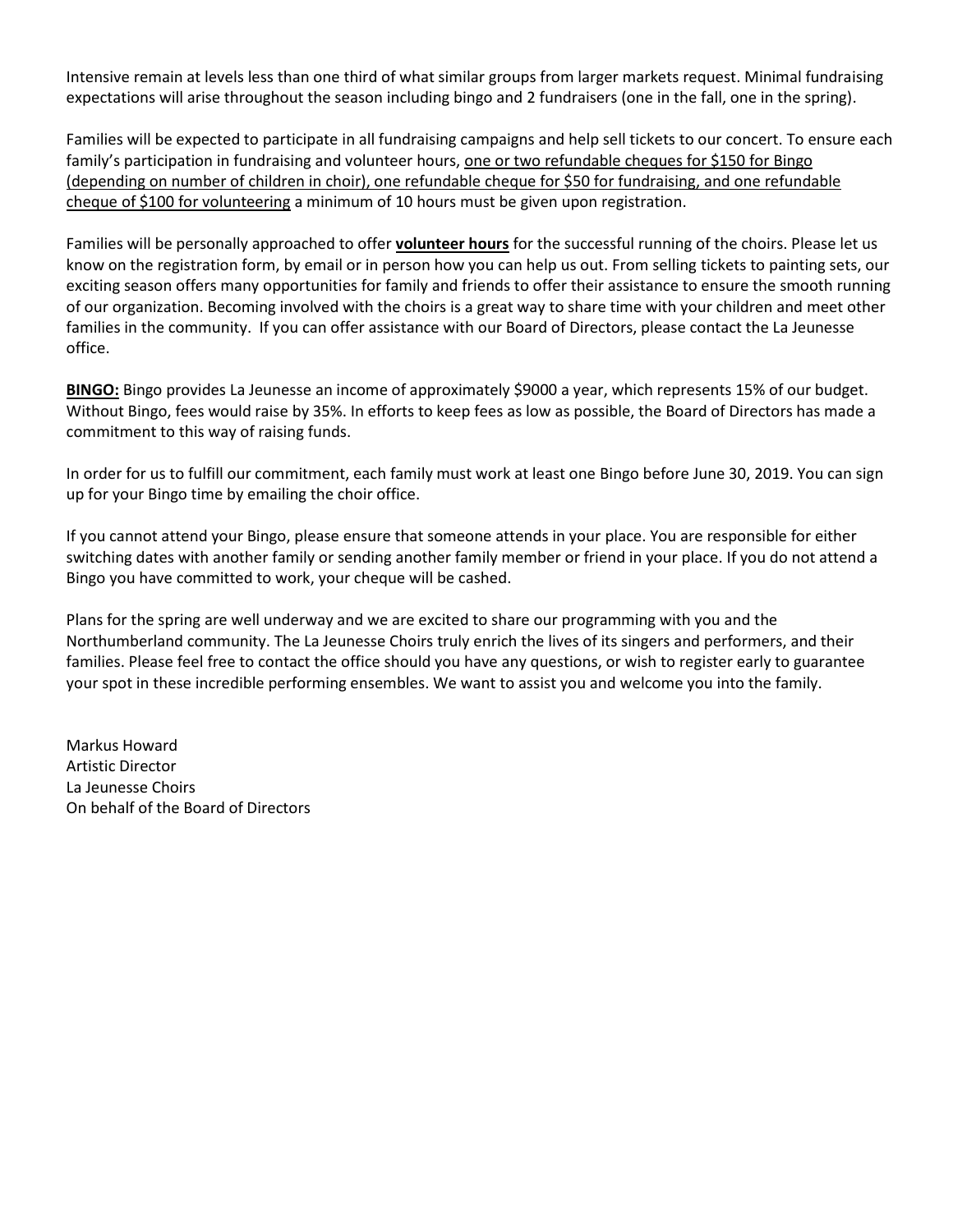Intensive remain at levels less than one third of what similar groups from larger markets request. Minimal fundraising expectations will arise throughout the season including bingo and 2 fundraisers (one in the fall, one in the spring).

Families will be expected to participate in all fundraising campaigns and help sell tickets to our concert. To ensure each family's participation in fundraising and volunteer hours, <u>one or two refundable cheques for $150 for Bingo (depending on number of children in choir), one refundable cheque for $50 for fundraising, and one refundable cheque of $100 for volunteering</u> a minimum of 10 hours must be given upon registration.

Families will be personally approached to offer **<u>volunteer hours</u>** for the successful running of the choirs. Please let us know on the registration form, by email or in person how you can help us out. From selling tickets to painting sets, our exciting season offers many opportunities for family and friends to offer their assistance to ensure the smooth running of our organization. Becoming involved with the choirs is a great way to share time with your children and meet other families in the community. If you can offer assistance with our Board of Directors, please contact the La Jeunesse office.

**<u>BINGO:</u>** Bingo provides La Jeunesse an income of approximately $9000 a year, which represents 15% of our budget. Without Bingo, fees would raise by 35%. In efforts to keep fees as low as possible, the Board of Directors has made a commitment to this way of raising funds.

In order for us to fulfill our commitment, each family must work at least one Bingo before June 30, 2019. You can sign up for your Bingo time by emailing the choir office.

If you cannot attend your Bingo, please ensure that someone attends in your place. You are responsible for either switching dates with another family or sending another family member or friend in your place. If you do not attend a Bingo you have committed to work, your cheque will be cashed.

Plans for the spring are well underway and we are excited to share our programming with you and the Northumberland community. The La Jeunesse Choirs truly enrich the lives of its singers and performers, and their families. Please feel free to contact the office should you have any questions, or wish to register early to guarantee your spot in these incredible performing ensembles. We want to assist you and welcome you into the family.

Markus Howard
Artistic Director
La Jeunesse Choirs
On behalf of the Board of Directors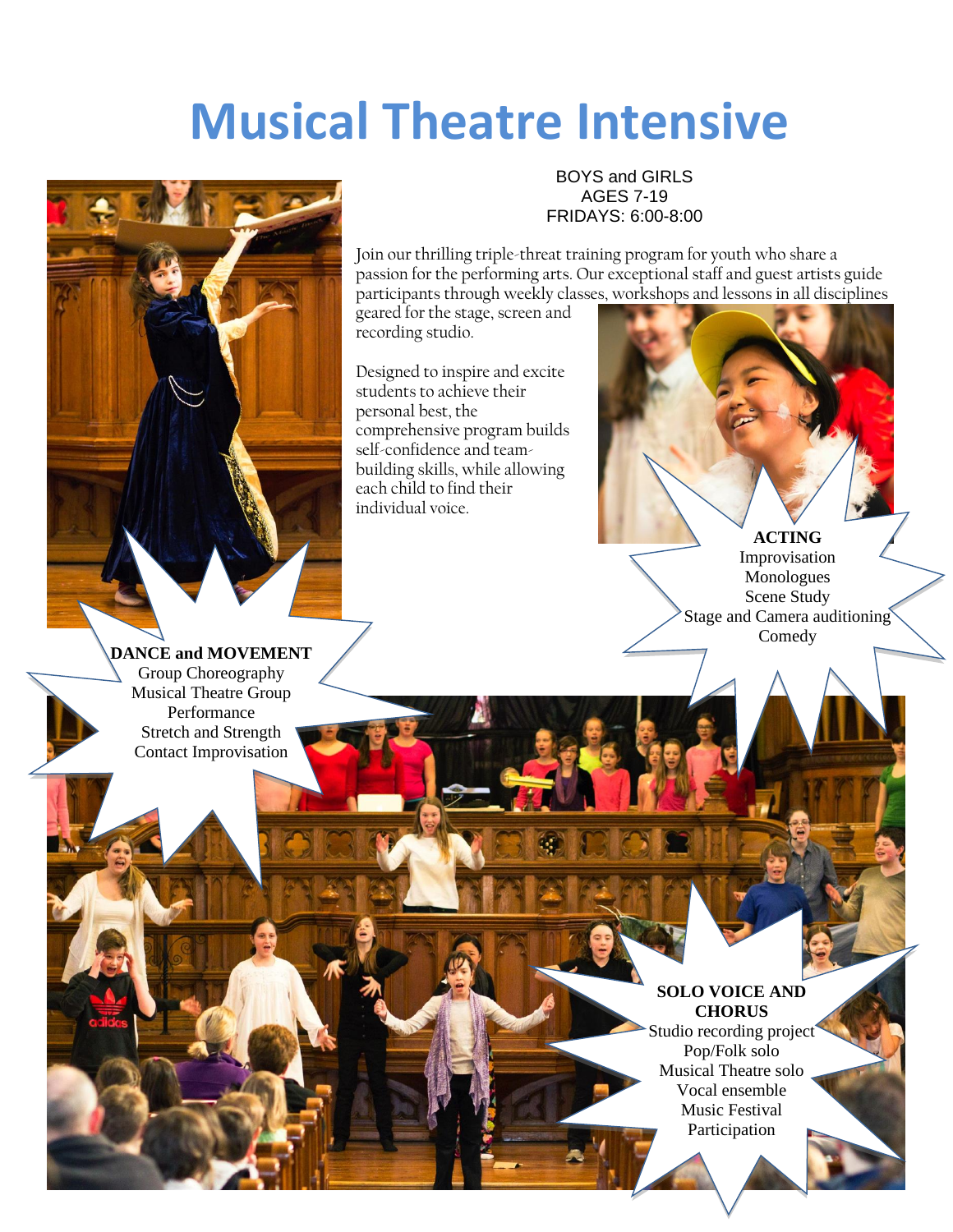# Musical Theatre Intensive

BOYS and GIRLS
AGES 7-19
FRIDAYS: 6:00-8:00

Join our thrilling triple-threat training program for youth who share a passion for the performing arts. Our exceptional staff and guest artists guide participants through weekly classes, workshops and lessons in all disciplines geared for the stage, screen and recording studio.

Designed to inspire and excite students to achieve their personal best, the comprehensive program builds self-confidence and team-building skills, while allowing each child to find their individual voice.

**ACTING**
Improvisation
Monologues
Scene Study
Stage and Camera auditioning
Comedy

**DANCE and MOVEMENT**
Group Choreography
Musical Theatre Group Performance
Stretch and Strength
Contact Improvisation

**SOLO VOICE AND CHORUS**
Studio recording project
Pop/Folk solo
Musical Theatre solo
Vocal ensemble
Music Festival Participation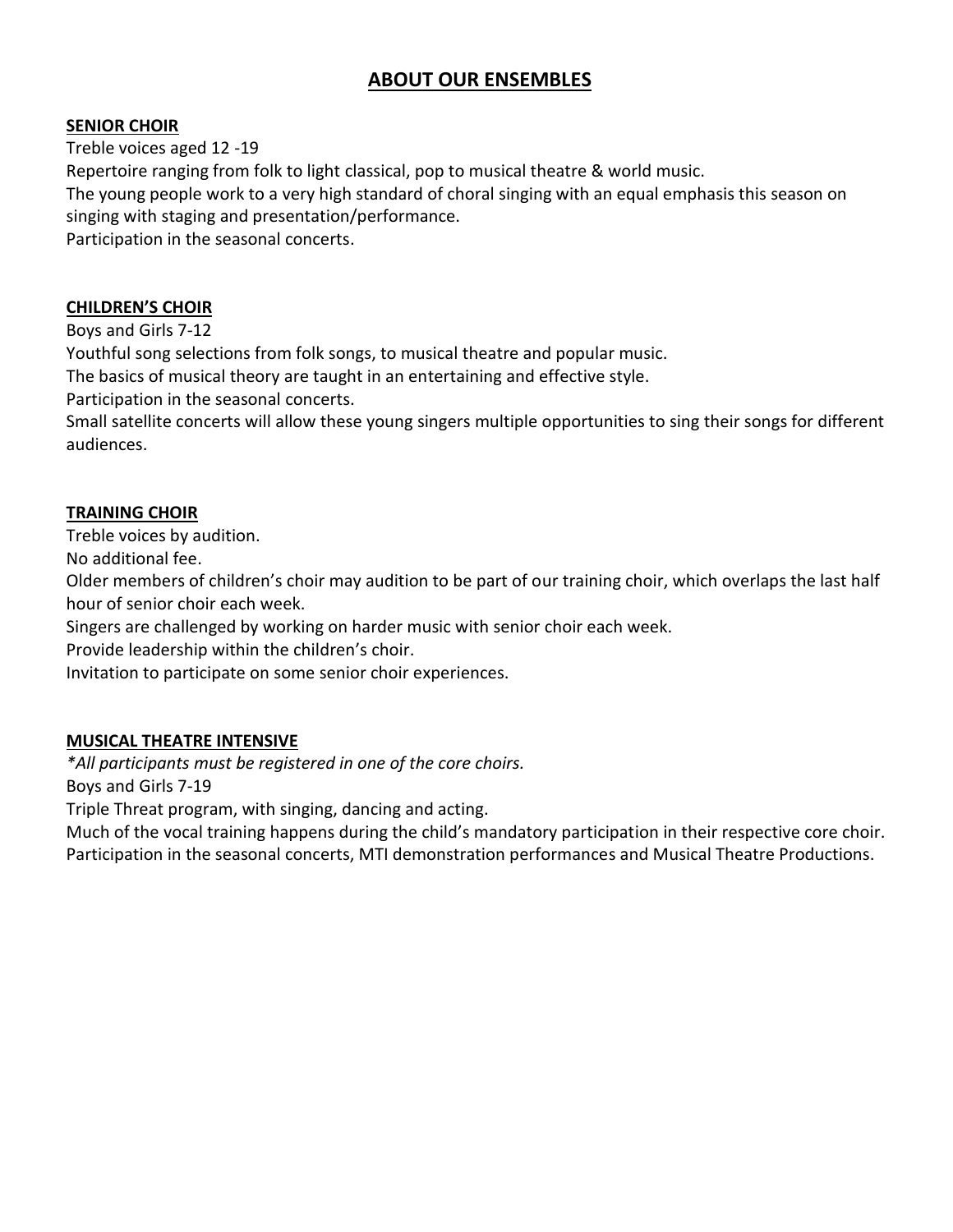# ABOUT OUR ENSEMBLES

## SENIOR CHOIR

Treble voices aged 12 -19

Repertoire ranging from folk to light classical, pop to musical theatre & world music.

The young people work to a very high standard of choral singing with an equal emphasis this season on singing with staging and presentation/performance.

Participation in the seasonal concerts.

## CHILDREN'S CHOIR

Boys and Girls 7-12

Youthful song selections from folk songs, to musical theatre and popular music.

The basics of musical theory are taught in an entertaining and effective style.

Participation in the seasonal concerts.

Small satellite concerts will allow these young singers multiple opportunities to sing their songs for different audiences.

## TRAINING CHOIR

Treble voices by audition.

No additional fee.

Older members of children's choir may audition to be part of our training choir, which overlaps the last half hour of senior choir each week.

Singers are challenged by working on harder music with senior choir each week.

Provide leadership within the children's choir.

Invitation to participate on some senior choir experiences.

## MUSICAL THEATRE INTENSIVE

*\*All participants must be registered in one of the core choirs.*

Boys and Girls 7-19

Triple Threat program, with singing, dancing and acting.

Much of the vocal training happens during the child's mandatory participation in their respective core choir.

Participation in the seasonal concerts, MTI demonstration performances and Musical Theatre Productions.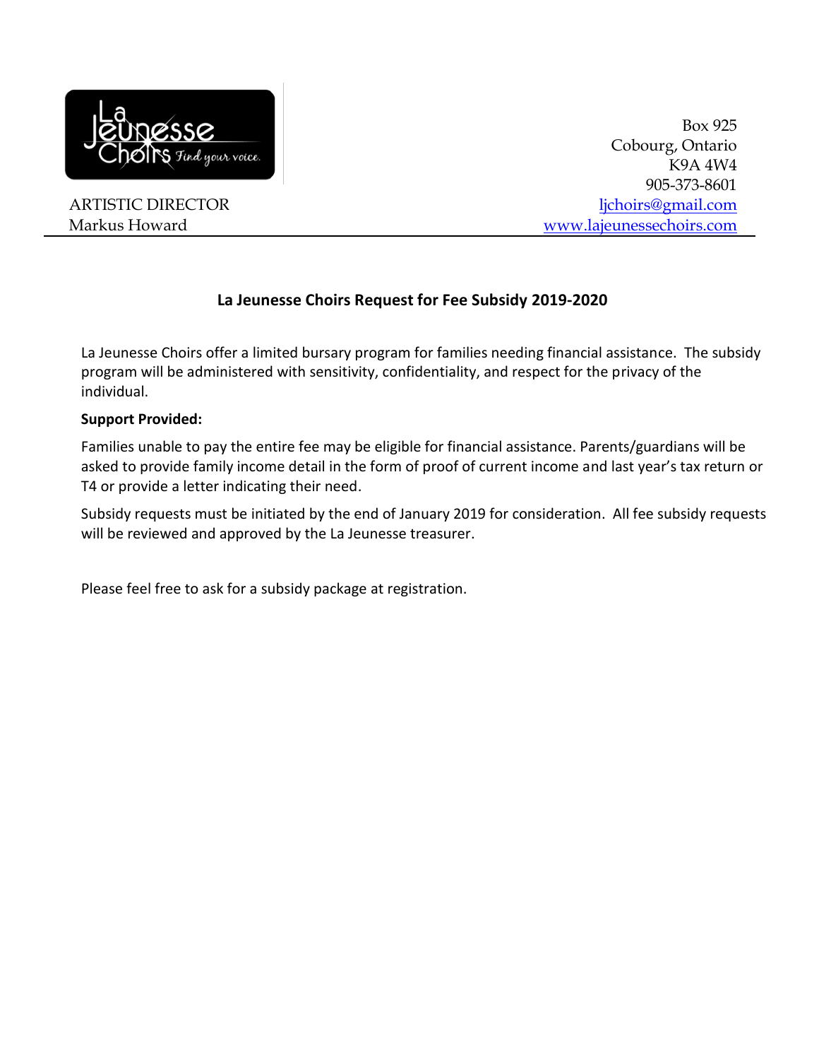ARTISTIC DIRECTOR
Markus Howard

Box 925
Cobourg, Ontario
K9A 4W4
905-373-8601
ljchoirs@gmail.com
www.lajeunessechoirs.com

## La Jeunesse Choirs Request for Fee Subsidy 2019-2020

La Jeunesse Choirs offer a limited bursary program for families needing financial assistance. The subsidy program will be administered with sensitivity, confidentiality, and respect for the privacy of the individual.

**Support Provided:**

Families unable to pay the entire fee may be eligible for financial assistance. Parents/guardians will be asked to provide family income detail in the form of proof of current income and last year's tax return or T4 or provide a letter indicating their need.

Subsidy requests must be initiated by the end of January 2019 for consideration. All fee subsidy requests will be reviewed and approved by the La Jeunesse treasurer.

Please feel free to ask for a subsidy package at registration.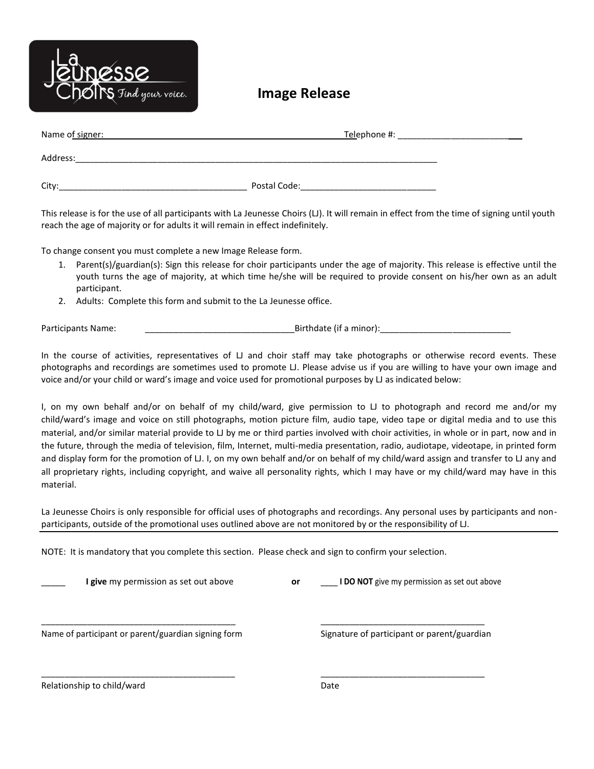La Jeunesse Choirs *Find your voice.*

# Image Release

Name of signer: ______________________________ Telephone #: ________________________

Address: ________________________________________________________________

City: ______________________________________ Postal Code: ___________________________

This release is for the use of all participants with La Jeunesse Choirs (LJ). It will remain in effect from the time of signing until youth reach the age of majority or for adults it will remain in effect indefinitely.

To change consent you must complete a new Image Release form.

1. Parent(s)/guardian(s): Sign this release for choir participants under the age of majority. This release is effective until the youth turns the age of majority, at which time he/she will be required to provide consent on his/her own as an adult participant.
2. Adults: Complete this form and submit to the La Jeunesse office.

Participants Name: _______________________________ Birthdate (if a minor): ___________________________

In the course of activities, representatives of LJ and choir staff may take photographs or otherwise record events. These photographs and recordings are sometimes used to promote LJ. Please advise us if you are willing to have your own image and voice and/or your child or ward's image and voice used for promotional purposes by LJ as indicated below:

I, on my own behalf and/or on behalf of my child/ward, give permission to LJ to photograph and record me and/or my child/ward's image and voice on still photographs, motion picture film, audio tape, video tape or digital media and to use this material, and/or similar material provide to LJ by me or third parties involved with choir activities, in whole or in part, now and in the future, through the media of television, film, Internet, multi-media presentation, radio, audiotape, videotape, in printed form and display form for the promotion of LJ. I, on my own behalf and/or on behalf of my child/ward assign and transfer to LJ any and all proprietary rights, including copyright, and waive all personality rights, which I may have or my child/ward may have in this material.

La Jeunesse Choirs is only responsible for official uses of photographs and recordings. Any personal uses by participants and non-participants, outside of the promotional uses outlined above are not monitored by or the responsibility of LJ.

---

NOTE: It is mandatory that you complete this section. Please check and sign to confirm your selection.

_____ **I give** my permission as set out above **or** ____ **I DO NOT** give my permission as set out above

_________________________________________ 
Name of participant or parent/guardian signing form

___________________________________ 
Signature of participant or parent/guardian

_________________________________________ 
Relationship to child/ward

___________________________________ 
Date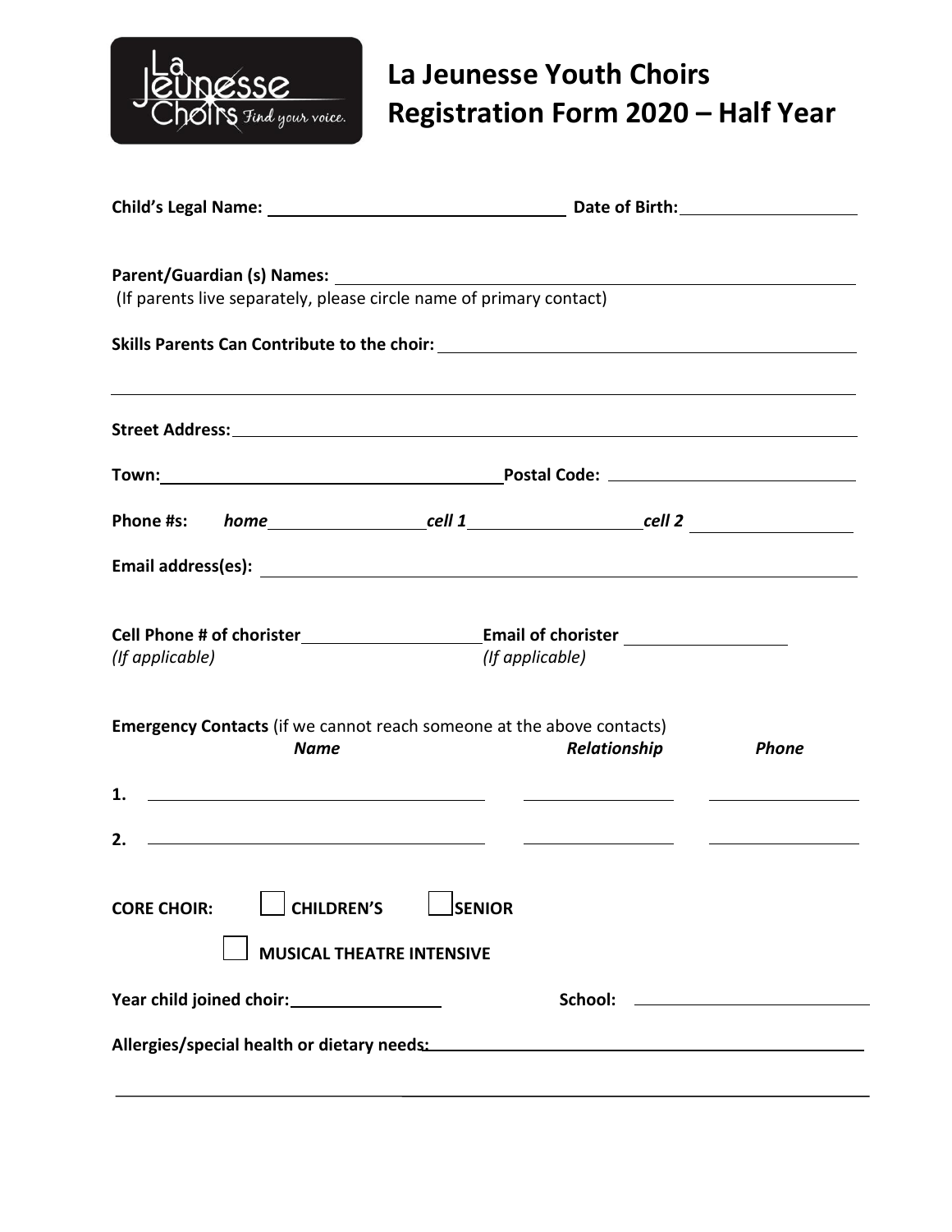# La Jeunesse Youth Choirs Registration Form 2020 – Half Year

**Child's Legal Name:** ______________________ **Date of Birth:** ______________

**Parent/Guardian (s) Names:** ______________________________________________

(If parents live separately, please circle name of primary contact)

**Skills Parents Can Contribute to the choir:** ______________________________

_____________________________________________________________________

**Street Address:** ___________________________________________________

**Town:** __________________________ **Postal Code:** ____________________

**Phone #s:** ***home*** ______________ ***cell 1*** ______________ ***cell 2*** ______________

**Email address(es):** _________________________________________________

**Cell Phone # of chorister** ______________ **Email of chorister** ______________
*(If applicable)* *(If applicable)*

**Emergency Contacts** (if we cannot reach someone at the above contacts)

| | *Name* | *Relationship* | *Phone* |
|---|---|---|---|
| **1.** | | | |
| **2.** | | | |

**CORE CHOIR:** ☐ **CHILDREN'S** ☐ **SENIOR**

☐ **MUSICAL THEATRE INTENSIVE**

**Year child joined choir:** ______________ **School:** ______________________

**Allergies/special health or dietary needs:** ______________________________

_____________________________________________________________________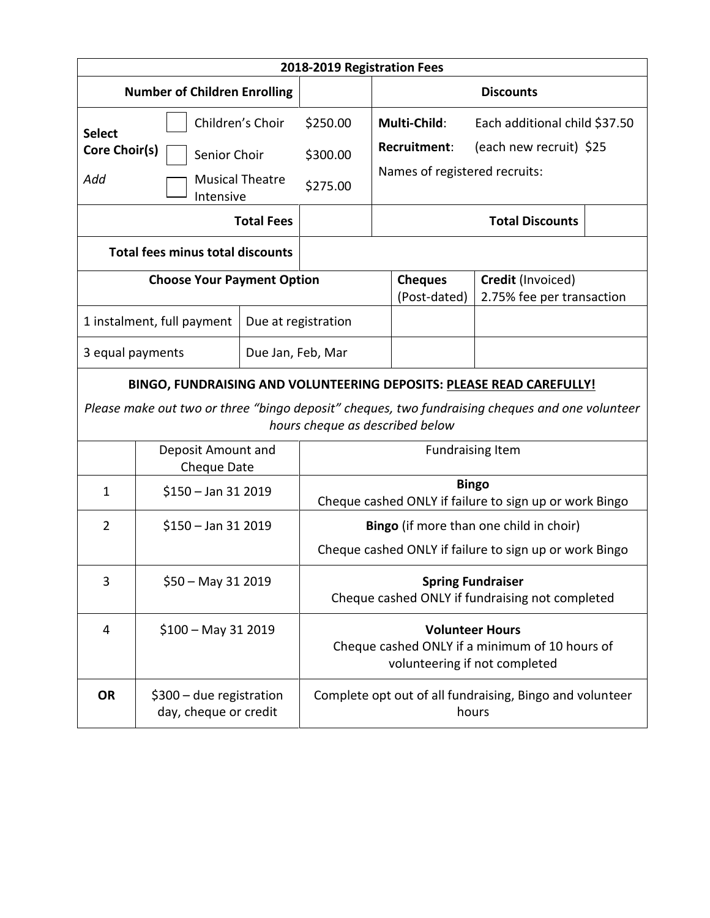| 2018-2019 Registration Fees | | | | | |
|---|---|---|---|---|---|
| **Number of Children Enrolling** | | | **Discounts** | | |
| **Select Core Choir(s)** | ☐ Children's Choir | $250.00 | **Multi-Child**: | Each additional child $37.50 | |
| | ☐ Senior Choir | $300.00 | **Recruitment**: | (each new recruit) $25 | |
| *Add* | ☐ Musical Theatre Intensive | $275.00 | Names of registered recruits: | | |
| | **Total Fees** | | | **Total Discounts** | |
| **Total fees minus total discounts** | | | | | |

| **Choose Your Payment Option** | | **Cheques** (Post-dated) | **Credit** (Invoiced) 2.75% fee per transaction |
|---|---|---|---|
| 1 instalment, full payment | Due at registration | | |
| 3 equal payments | Due Jan, Feb, Mar | | |

**BINGO, FUNDRAISING AND VOLUNTEERING DEPOSITS: <u>PLEASE READ CAREFULLY!</u>**

*Please make out two or three "bingo deposit" cheques, two fundraising cheques and one volunteer hours cheque as described below*

| | Deposit Amount and Cheque Date | Fundraising Item |
|---|---|---|
| 1 | $150 – Jan 31 2019 | **Bingo** Cheque cashed ONLY if failure to sign up or work Bingo |
| 2 | $150 – Jan 31 2019 | **Bingo** (if more than one child in choir) Cheque cashed ONLY if failure to sign up or work Bingo |
| 3 | $50 – May 31 2019 | **Spring Fundraiser** Cheque cashed ONLY if fundraising not completed |
| 4 | $100 – May 31 2019 | **Volunteer Hours** Cheque cashed ONLY if a minimum of 10 hours of volunteering if not completed |
| **OR** | $300 – due registration day, cheque or credit | Complete opt out of all fundraising, Bingo and volunteer hours |